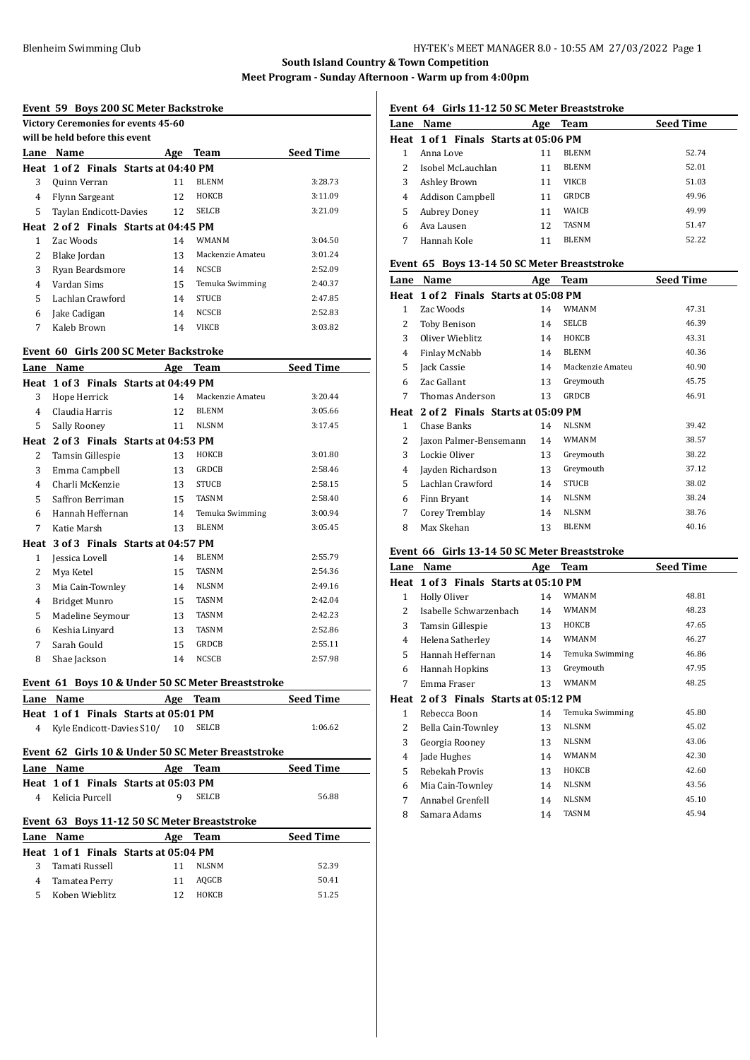**South Island Country & Town Competition**

**Meet Program - Sunday Afternoon - Warm up from 4:00pm**

### Event 59 Boys 200 SC Meter Backstroke

**Victory Ceremonies for events 45-60 will be held before this event**

| Lane | Name | Age | Team | Seed Time |
|---|---|---|---|---|
| **Heat 1 of 2 Finals Starts at 04:40 PM** | | | | |
| 3 | Quinn Verran | 11 | BLENM | 3:28.73 |
| 4 | Flynn Sargeant | 12 | HOKCB | 3:11.09 |
| 5 | Taylan Endicott-Davies | 12 | SELCB | 3:21.09 |
| **Heat 2 of 2 Finals Starts at 04:45 PM** | | | | |
| 1 | Zac Woods | 14 | WMANM | 3:04.50 |
| 2 | Blake Jordan | 13 | Mackenzie Amateu | 3:01.24 |
| 3 | Ryan Beardsmore | 14 | NCSCB | 2:52.09 |
| 4 | Vardan Sims | 15 | Temuka Swimming | 2:40.37 |
| 5 | Lachlan Crawford | 14 | STUCB | 2:47.85 |
| 6 | Jake Cadigan | 14 | NCSCB | 2:52.83 |
| 7 | Kaleb Brown | 14 | VIKCB | 3:03.82 |

### Event 60 Girls 200 SC Meter Backstroke

| Lane | Name | Age | Team | Seed Time |
|---|---|---|---|---|
| **Heat 1 of 3 Finals Starts at 04:49 PM** | | | | |
| 3 | Hope Herrick | 14 | Mackenzie Amateu | 3:20.44 |
| 4 | Claudia Harris | 12 | BLENM | 3:05.66 |
| 5 | Sally Rooney | 11 | NLSNM | 3:17.45 |
| **Heat 2 of 3 Finals Starts at 04:53 PM** | | | | |
| 2 | Tamsin Gillespie | 13 | HOKCB | 3:01.80 |
| 3 | Emma Campbell | 13 | GRDCB | 2:58.46 |
| 4 | Charli McKenzie | 13 | STUCB | 2:58.15 |
| 5 | Saffron Berriman | 15 | TASNM | 2:58.40 |
| 6 | Hannah Heffernan | 14 | Temuka Swimming | 3:00.94 |
| 7 | Katie Marsh | 13 | BLENM | 3:05.45 |
| **Heat 3 of 3 Finals Starts at 04:57 PM** | | | | |
| 1 | Jessica Lovell | 14 | BLENM | 2:55.79 |
| 2 | Mya Ketel | 15 | TASNM | 2:54.36 |
| 3 | Mia Cain-Townley | 14 | NLSNM | 2:49.16 |
| 4 | Bridget Munro | 15 | TASNM | 2:42.04 |
| 5 | Madeline Seymour | 13 | TASNM | 2:42.23 |
| 6 | Keshia Linyard | 13 | TASNM | 2:52.86 |
| 7 | Sarah Gould | 15 | GRDCB | 2:55.11 |
| 8 | Shae Jackson | 14 | NCSCB | 2:57.98 |

### Event 61 Boys 10 & Under 50 SC Meter Breaststroke

| Lane | Name | Age | Team | Seed Time |
|---|---|---|---|---|
| **Heat 1 of 1 Finals Starts at 05:01 PM** | | | | |
| 4 | Kyle Endicott-Davies S10/ | 10 | SELCB | 1:06.62 |

### Event 62 Girls 10 & Under 50 SC Meter Breaststroke

| Lane | Name | Age | Team | Seed Time |
|---|---|---|---|---|
| **Heat 1 of 1 Finals Starts at 05:03 PM** | | | | |
| 4 | Kelicia Purcell | 9 | SELCB | 56.88 |

### Event 63 Boys 11-12 50 SC Meter Breaststroke

| Lane | Name | Age | Team | Seed Time |
|---|---|---|---|---|
| **Heat 1 of 1 Finals Starts at 05:04 PM** | | | | |
| 3 | Tamati Russell | 11 | NLSNM | 52.39 |
| 4 | Tamatea Perry | 11 | AQGCB | 50.41 |
| 5 | Koben Wieblitz | 12 | HOKCB | 51.25 |

### Event 64 Girls 11-12 50 SC Meter Breaststroke

| Lane | Name | Age | Team | Seed Time |
|---|---|---|---|---|
| **Heat 1 of 1 Finals Starts at 05:06 PM** | | | | |
| 1 | Anna Love | 11 | BLENM | 52.74 |
| 2 | Isobel McLauchlan | 11 | BLENM | 52.01 |
| 3 | Ashley Brown | 11 | VIKCB | 51.03 |
| 4 | Addison Campbell | 11 | GRDCB | 49.96 |
| 5 | Aubrey Doney | 11 | WAICB | 49.99 |
| 6 | Ava Lausen | 12 | TASNM | 51.47 |
| 7 | Hannah Kole | 11 | BLENM | 52.22 |

### Event 65 Boys 13-14 50 SC Meter Breaststroke

| Lane | Name | Age | Team | Seed Time |
|---|---|---|---|---|
| **Heat 1 of 2 Finals Starts at 05:08 PM** | | | | |
| 1 | Zac Woods | 14 | WMANM | 47.31 |
| 2 | Toby Benison | 14 | SELCB | 46.39 |
| 3 | Oliver Wieblitz | 14 | HOKCB | 43.31 |
| 4 | Finlay McNabb | 14 | BLENM | 40.36 |
| 5 | Jack Cassie | 14 | Mackenzie Amateu | 40.90 |
| 6 | Zac Gallant | 13 | Greymouth | 45.75 |
| 7 | Thomas Anderson | 13 | GRDCB | 46.91 |
| **Heat 2 of 2 Finals Starts at 05:09 PM** | | | | |
| 1 | Chase Banks | 14 | NLSNM | 39.42 |
| 2 | Jaxon Palmer-Bensemann | 14 | WMANM | 38.57 |
| 3 | Lockie Oliver | 13 | Greymouth | 38.22 |
| 4 | Jayden Richardson | 13 | Greymouth | 37.12 |
| 5 | Lachlan Crawford | 14 | STUCB | 38.02 |
| 6 | Finn Bryant | 14 | NLSNM | 38.24 |
| 7 | Corey Tremblay | 14 | NLSNM | 38.76 |
| 8 | Max Skehan | 13 | BLENM | 40.16 |

### Event 66 Girls 13-14 50 SC Meter Breaststroke

| Lane | Name | Age | Team | Seed Time |
|---|---|---|---|---|
| **Heat 1 of 3 Finals Starts at 05:10 PM** | | | | |
| 1 | Holly Oliver | 14 | WMANM | 48.81 |
| 2 | Isabelle Schwarzenbach | 14 | WMANM | 48.23 |
| 3 | Tamsin Gillespie | 13 | HOKCB | 47.65 |
| 4 | Helena Satherley | 14 | WMANM | 46.27 |
| 5 | Hannah Heffernan | 14 | Temuka Swimming | 46.86 |
| 6 | Hannah Hopkins | 13 | Greymouth | 47.95 |
| 7 | Emma Fraser | 13 | WMANM | 48.25 |
| **Heat 2 of 3 Finals Starts at 05:12 PM** | | | | |
| 1 | Rebecca Boon | 14 | Temuka Swimming | 45.80 |
| 2 | Bella Cain-Townley | 13 | NLSNM | 45.02 |
| 3 | Georgia Rooney | 13 | NLSNM | 43.06 |
| 4 | Jade Hughes | 14 | WMANM | 42.30 |
| 5 | Rebekah Provis | 13 | HOKCB | 42.60 |
| 6 | Mia Cain-Townley | 14 | NLSNM | 43.56 |
| 7 | Annabel Grenfell | 14 | NLSNM | 45.10 |
| 8 | Samara Adams | 14 | TASNM | 45.94 |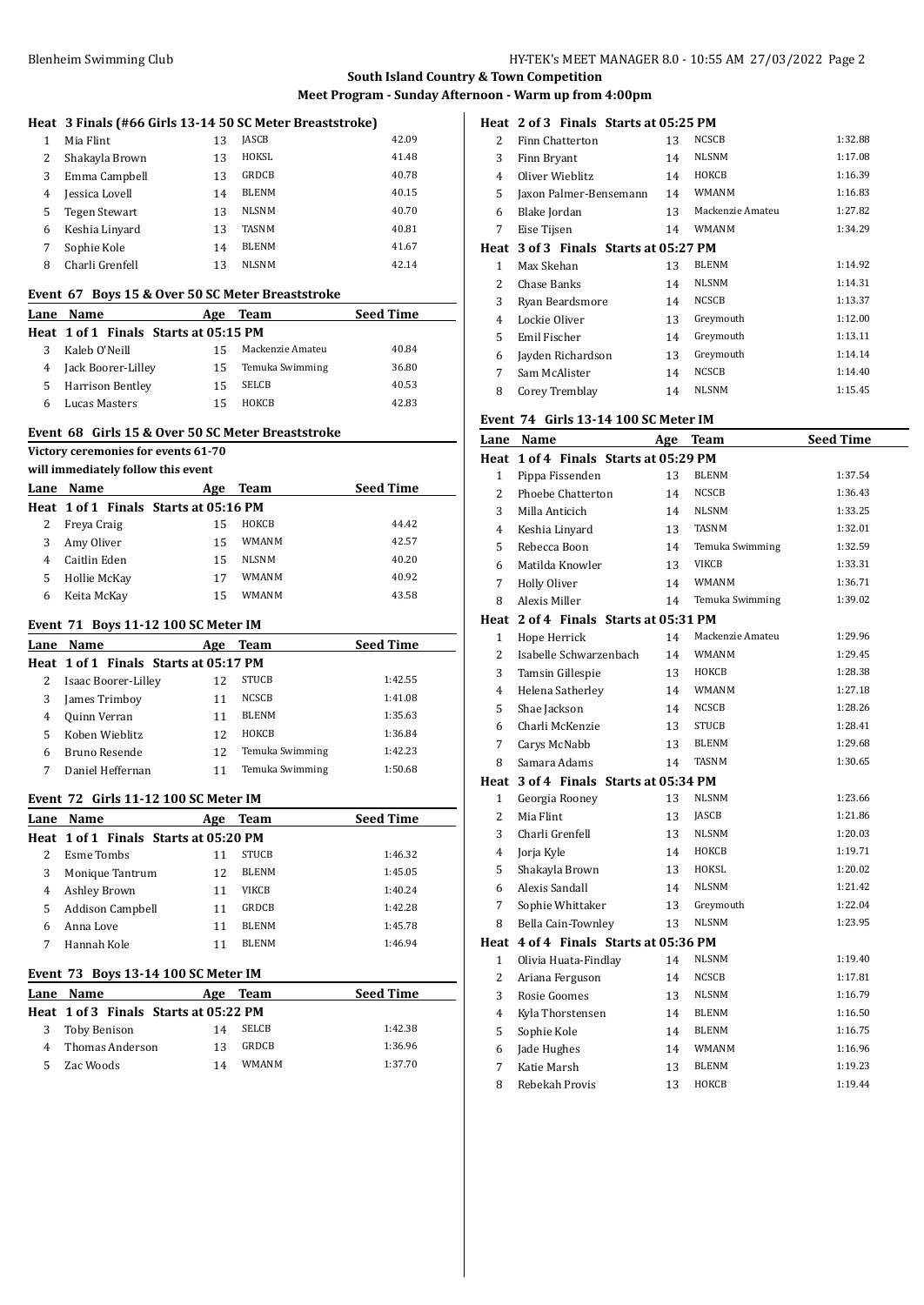## South Island Country & Town Competition

### Meet Program - Sunday Afternoon - Warm up from 4:00pm

**Heat 3 Finals (#66 Girls 13-14 50 SC Meter Breaststroke)**

| Lane | Name | Age | Team | Seed Time |
|---|---|---|---|---|
| 1 | Mia Flint | 13 | JASCB | 42.09 |
| 2 | Shakayla Brown | 13 | HOKSL | 41.48 |
| 3 | Emma Campbell | 13 | GRDCB | 40.78 |
| 4 | Jessica Lovell | 14 | BLENM | 40.15 |
| 5 | Tegen Stewart | 13 | NLSNM | 40.70 |
| 6 | Keshia Linyard | 13 | TASNM | 40.81 |
| 7 | Sophie Kole | 14 | BLENM | 41.67 |
| 8 | Charli Grenfell | 13 | NLSNM | 42.14 |

### Event 67 Boys 15 & Over 50 SC Meter Breaststroke

| Lane | Name | Age | Team | Seed Time |
|---|---|---|---|---|
| **Heat 1 of 1 Finals Starts at 05:15 PM** | | | | |
| 3 | Kaleb O'Neill | 15 | Mackenzie Amateu | 40.84 |
| 4 | Jack Boorer-Lilley | 15 | Temuka Swimming | 36.80 |
| 5 | Harrison Bentley | 15 | SELCB | 40.53 |
| 6 | Lucas Masters | 15 | HOKCB | 42.83 |

### Event 68 Girls 15 & Over 50 SC Meter Breaststroke

**Victory ceremonies for events 61-70**
**will immediately follow this event**

| Lane | Name | Age | Team | Seed Time |
|---|---|---|---|---|
| **Heat 1 of 1 Finals Starts at 05:16 PM** | | | | |
| 2 | Freya Craig | 15 | HOKCB | 44.42 |
| 3 | Amy Oliver | 15 | WMANM | 42.57 |
| 4 | Caitlin Eden | 15 | NLSNM | 40.20 |
| 5 | Hollie McKay | 17 | WMANM | 40.92 |
| 6 | Keita McKay | 15 | WMANM | 43.58 |

### Event 71 Boys 11-12 100 SC Meter IM

| Lane | Name | Age | Team | Seed Time |
|---|---|---|---|---|
| **Heat 1 of 1 Finals Starts at 05:17 PM** | | | | |
| 2 | Isaac Boorer-Lilley | 12 | STUCB | 1:42.55 |
| 3 | James Trimboy | 11 | NCSCB | 1:41.08 |
| 4 | Quinn Verran | 11 | BLENM | 1:35.63 |
| 5 | Koben Wieblitz | 12 | HOKCB | 1:36.84 |
| 6 | Bruno Resende | 12 | Temuka Swimming | 1:42.23 |
| 7 | Daniel Heffernan | 11 | Temuka Swimming | 1:50.68 |

### Event 72 Girls 11-12 100 SC Meter IM

| Lane | Name | Age | Team | Seed Time |
|---|---|---|---|---|
| **Heat 1 of 1 Finals Starts at 05:20 PM** | | | | |
| 2 | Esme Tombs | 11 | STUCB | 1:46.32 |
| 3 | Monique Tantrum | 12 | BLENM | 1:45.05 |
| 4 | Ashley Brown | 11 | VIKCB | 1:40.24 |
| 5 | Addison Campbell | 11 | GRDCB | 1:42.28 |
| 6 | Anna Love | 11 | BLENM | 1:45.78 |
| 7 | Hannah Kole | 11 | BLENM | 1:46.94 |

### Event 73 Boys 13-14 100 SC Meter IM

| Lane | Name | Age | Team | Seed Time |
|---|---|---|---|---|
| **Heat 1 of 3 Finals Starts at 05:22 PM** | | | | |
| 3 | Toby Benison | 14 | SELCB | 1:42.38 |
| 4 | Thomas Anderson | 13 | GRDCB | 1:36.96 |
| 5 | Zac Woods | 14 | WMANM | 1:37.70 |
| **Heat 2 of 3 Finals Starts at 05:25 PM** | | | | |
| 2 | Finn Chatterton | 13 | NCSCB | 1:32.88 |
| 3 | Finn Bryant | 14 | NLSNM | 1:17.08 |
| 4 | Oliver Wieblitz | 14 | HOKCB | 1:16.39 |
| 5 | Jaxon Palmer-Bensemann | 14 | WMANM | 1:16.83 |
| 6 | Blake Jordan | 13 | Mackenzie Amateu | 1:27.82 |
| 7 | Eise Tijsen | 14 | WMANM | 1:34.29 |
| **Heat 3 of 3 Finals Starts at 05:27 PM** | | | | |
| 1 | Max Skehan | 13 | BLENM | 1:14.92 |
| 2 | Chase Banks | 14 | NLSNM | 1:14.31 |
| 3 | Ryan Beardsmore | 14 | NCSCB | 1:13.37 |
| 4 | Lockie Oliver | 13 | Greymouth | 1:12.00 |
| 5 | Emil Fischer | 14 | Greymouth | 1:13.11 |
| 6 | Jayden Richardson | 13 | Greymouth | 1:14.14 |
| 7 | Sam McAlister | 14 | NCSCB | 1:14.40 |
| 8 | Corey Tremblay | 14 | NLSNM | 1:15.45 |

### Event 74 Girls 13-14 100 SC Meter IM

| Lane | Name | Age | Team | Seed Time |
|---|---|---|---|---|
| **Heat 1 of 4 Finals Starts at 05:29 PM** | | | | |
| 1 | Pippa Fissenden | 13 | BLENM | 1:37.54 |
| 2 | Phoebe Chatterton | 14 | NCSCB | 1:36.43 |
| 3 | Milla Anticich | 14 | NLSNM | 1:33.25 |
| 4 | Keshia Linyard | 13 | TASNM | 1:32.01 |
| 5 | Rebecca Boon | 14 | Temuka Swimming | 1:32.59 |
| 6 | Matilda Knowler | 13 | VIKCB | 1:33.31 |
| 7 | Holly Oliver | 14 | WMANM | 1:36.71 |
| 8 | Alexis Miller | 14 | Temuka Swimming | 1:39.02 |
| **Heat 2 of 4 Finals Starts at 05:31 PM** | | | | |
| 1 | Hope Herrick | 14 | Mackenzie Amateu | 1:29.96 |
| 2 | Isabelle Schwarzenbach | 14 | WMANM | 1:29.45 |
| 3 | Tamsin Gillespie | 13 | HOKCB | 1:28.38 |
| 4 | Helena Satherley | 14 | WMANM | 1:27.18 |
| 5 | Shae Jackson | 14 | NCSCB | 1:28.26 |
| 6 | Charli McKenzie | 13 | STUCB | 1:28.41 |
| 7 | Carys McNabb | 13 | BLENM | 1:29.68 |
| 8 | Samara Adams | 14 | TASNM | 1:30.65 |
| **Heat 3 of 4 Finals Starts at 05:34 PM** | | | | |
| 1 | Georgia Rooney | 13 | NLSNM | 1:23.66 |
| 2 | Mia Flint | 13 | JASCB | 1:21.86 |
| 3 | Charli Grenfell | 13 | NLSNM | 1:20.03 |
| 4 | Jorja Kyle | 14 | HOKCB | 1:19.71 |
| 5 | Shakayla Brown | 13 | HOKSL | 1:20.02 |
| 6 | Alexis Sandall | 14 | NLSNM | 1:21.42 |
| 7 | Sophie Whittaker | 13 | Greymouth | 1:22.04 |
| 8 | Bella Cain-Townley | 13 | NLSNM | 1:23.95 |
| **Heat 4 of 4 Finals Starts at 05:36 PM** | | | | |
| 1 | Olivia Huata-Findlay | 14 | NLSNM | 1:19.40 |
| 2 | Ariana Ferguson | 14 | NCSCB | 1:17.81 |
| 3 | Rosie Goomes | 13 | NLSNM | 1:16.79 |
| 4 | Kyla Thorstensen | 14 | BLENM | 1:16.50 |
| 5 | Sophie Kole | 14 | BLENM | 1:16.75 |
| 6 | Jade Hughes | 14 | WMANM | 1:16.96 |
| 7 | Katie Marsh | 13 | BLENM | 1:19.23 |
| 8 | Rebekah Provis | 13 | HOKCB | 1:19.44 |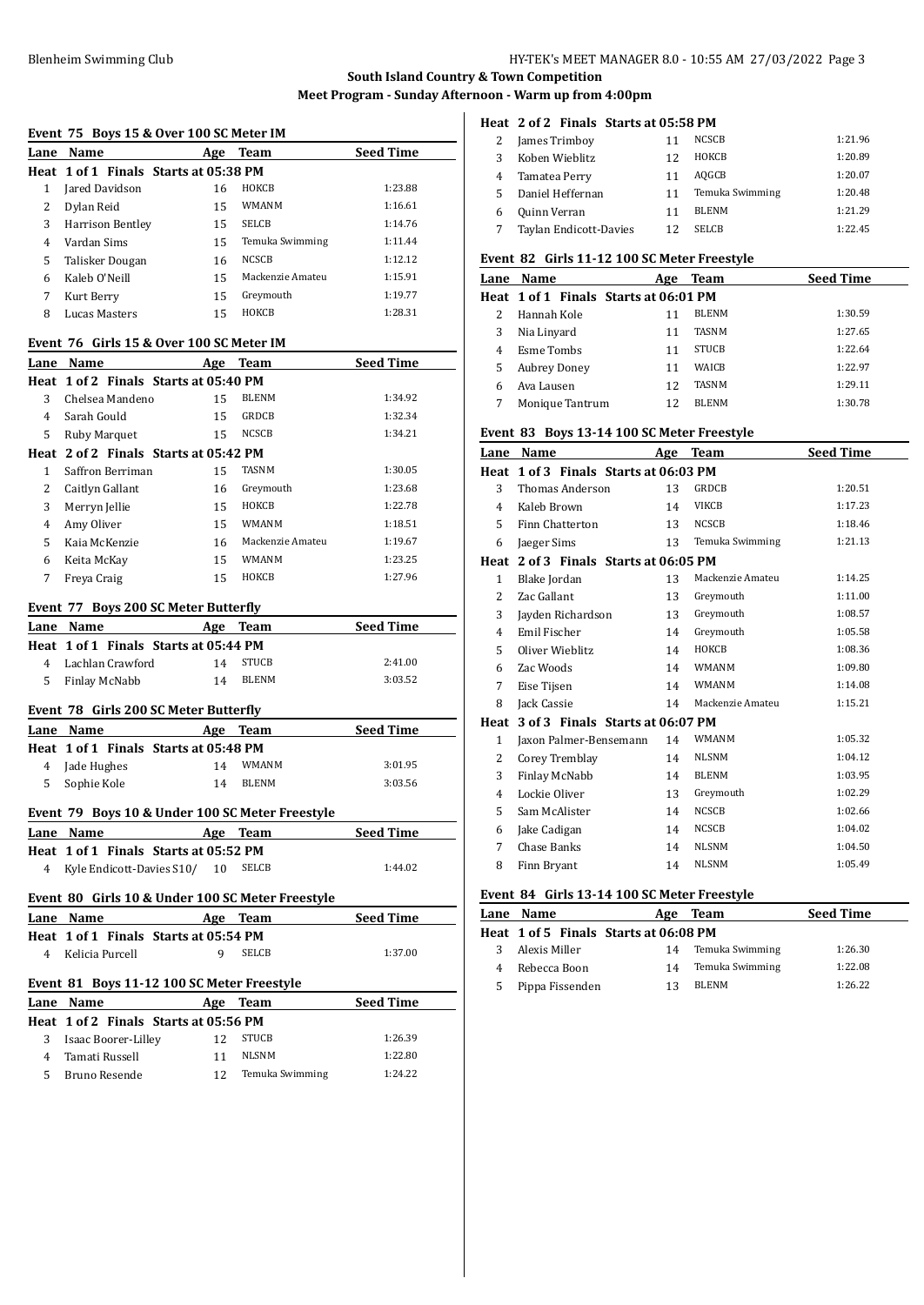**South Island Country & Town Competition**

**Meet Program - Sunday Afternoon - Warm up from 4:00pm**

### Event 75 Boys 15 & Over 100 SC Meter IM

| Lane | Name | Age | Team | Seed Time |
|---|---|---|---|---|
| **Heat 1 of 1 Finals Starts at 05:38 PM** | | | | |
| 1 | Jared Davidson | 16 | HOKCB | 1:23.88 |
| 2 | Dylan Reid | 15 | WMANM | 1:16.61 |
| 3 | Harrison Bentley | 15 | SELCB | 1:14.76 |
| 4 | Vardan Sims | 15 | Temuka Swimming | 1:11.44 |
| 5 | Talisker Dougan | 16 | NCSCB | 1:12.12 |
| 6 | Kaleb O'Neill | 15 | Mackenzie Amateu | 1:15.91 |
| 7 | Kurt Berry | 15 | Greymouth | 1:19.77 |
| 8 | Lucas Masters | 15 | HOKCB | 1:28.31 |

### Event 76 Girls 15 & Over 100 SC Meter IM

| Lane | Name | Age | Team | Seed Time |
|---|---|---|---|---|
| **Heat 1 of 2 Finals Starts at 05:40 PM** | | | | |
| 3 | Chelsea Mandeno | 15 | BLENM | 1:34.92 |
| 4 | Sarah Gould | 15 | GRDCB | 1:32.34 |
| 5 | Ruby Marquet | 15 | NCSCB | 1:34.21 |
| **Heat 2 of 2 Finals Starts at 05:42 PM** | | | | |
| 1 | Saffron Berriman | 15 | TASNM | 1:30.05 |
| 2 | Caitlyn Gallant | 16 | Greymouth | 1:23.68 |
| 3 | Merryn Jellie | 15 | HOKCB | 1:22.78 |
| 4 | Amy Oliver | 15 | WMANM | 1:18.51 |
| 5 | Kaia McKenzie | 16 | Mackenzie Amateu | 1:19.67 |
| 6 | Keita McKay | 15 | WMANM | 1:23.25 |
| 7 | Freya Craig | 15 | HOKCB | 1:27.96 |

### Event 77 Boys 200 SC Meter Butterfly

| Lane | Name | Age | Team | Seed Time |
|---|---|---|---|---|
| **Heat 1 of 1 Finals Starts at 05:44 PM** | | | | |
| 4 | Lachlan Crawford | 14 | STUCB | 2:41.00 |
| 5 | Finlay McNabb | 14 | BLENM | 3:03.52 |

### Event 78 Girls 200 SC Meter Butterfly

| Lane | Name | Age | Team | Seed Time |
|---|---|---|---|---|
| **Heat 1 of 1 Finals Starts at 05:48 PM** | | | | |
| 4 | Jade Hughes | 14 | WMANM | 3:01.95 |
| 5 | Sophie Kole | 14 | BLENM | 3:03.56 |

### Event 79 Boys 10 & Under 100 SC Meter Freestyle

| Lane | Name | Age | Team | Seed Time |
|---|---|---|---|---|
| **Heat 1 of 1 Finals Starts at 05:52 PM** | | | | |
| 4 | Kyle Endicott-Davies S10/ | 10 | SELCB | 1:44.02 |

### Event 80 Girls 10 & Under 100 SC Meter Freestyle

| Lane | Name | Age | Team | Seed Time |
|---|---|---|---|---|
| **Heat 1 of 1 Finals Starts at 05:54 PM** | | | | |
| 4 | Kelicia Purcell | 9 | SELCB | 1:37.00 |

### Event 81 Boys 11-12 100 SC Meter Freestyle

| Lane | Name | Age | Team | Seed Time |
|---|---|---|---|---|
| **Heat 1 of 2 Finals Starts at 05:56 PM** | | | | |
| 3 | Isaac Boorer-Lilley | 12 | STUCB | 1:26.39 |
| 4 | Tamati Russell | 11 | NLSNM | 1:22.80 |
| 5 | Bruno Resende | 12 | Temuka Swimming | 1:24.22 |
| **Heat 2 of 2 Finals Starts at 05:58 PM** | | | | |
| 2 | James Trimboy | 11 | NCSCB | 1:21.96 |
| 3 | Koben Wieblitz | 12 | HOKCB | 1:20.89 |
| 4 | Tamatea Perry | 11 | AQGCB | 1:20.07 |
| 5 | Daniel Heffernan | 11 | Temuka Swimming | 1:20.48 |
| 6 | Quinn Verran | 11 | BLENM | 1:21.29 |
| 7 | Taylan Endicott-Davies | 12 | SELCB | 1:22.45 |

### Event 82 Girls 11-12 100 SC Meter Freestyle

| Lane | Name | Age | Team | Seed Time |
|---|---|---|---|---|
| **Heat 1 of 1 Finals Starts at 06:01 PM** | | | | |
| 2 | Hannah Kole | 11 | BLENM | 1:30.59 |
| 3 | Nia Linyard | 11 | TASNM | 1:27.65 |
| 4 | Esme Tombs | 11 | STUCB | 1:22.64 |
| 5 | Aubrey Doney | 11 | WAICB | 1:22.97 |
| 6 | Ava Lausen | 12 | TASNM | 1:29.11 |
| 7 | Monique Tantrum | 12 | BLENM | 1:30.78 |

### Event 83 Boys 13-14 100 SC Meter Freestyle

| Lane | Name | Age | Team | Seed Time |
|---|---|---|---|---|
| **Heat 1 of 3 Finals Starts at 06:03 PM** | | | | |
| 3 | Thomas Anderson | 13 | GRDCB | 1:20.51 |
| 4 | Kaleb Brown | 14 | VIKCB | 1:17.23 |
| 5 | Finn Chatterton | 13 | NCSCB | 1:18.46 |
| 6 | Jaeger Sims | 13 | Temuka Swimming | 1:21.13 |
| **Heat 2 of 3 Finals Starts at 06:05 PM** | | | | |
| 1 | Blake Jordan | 13 | Mackenzie Amateu | 1:14.25 |
| 2 | Zac Gallant | 13 | Greymouth | 1:11.00 |
| 3 | Jayden Richardson | 13 | Greymouth | 1:08.57 |
| 4 | Emil Fischer | 14 | Greymouth | 1:05.58 |
| 5 | Oliver Wieblitz | 14 | HOKCB | 1:08.36 |
| 6 | Zac Woods | 14 | WMANM | 1:09.80 |
| 7 | Eise Tijsen | 14 | WMANM | 1:14.08 |
| 8 | Jack Cassie | 14 | Mackenzie Amateu | 1:15.21 |
| **Heat 3 of 3 Finals Starts at 06:07 PM** | | | | |
| 1 | Jaxon Palmer-Bensemann | 14 | WMANM | 1:05.32 |
| 2 | Corey Tremblay | 14 | NLSNM | 1:04.12 |
| 3 | Finlay McNabb | 14 | BLENM | 1:03.95 |
| 4 | Lockie Oliver | 13 | Greymouth | 1:02.29 |
| 5 | Sam McAlister | 14 | NCSCB | 1:02.66 |
| 6 | Jake Cadigan | 14 | NCSCB | 1:04.02 |
| 7 | Chase Banks | 14 | NLSNM | 1:04.50 |
| 8 | Finn Bryant | 14 | NLSNM | 1:05.49 |

### Event 84 Girls 13-14 100 SC Meter Freestyle

| Lane | Name | Age | Team | Seed Time |
|---|---|---|---|---|
| **Heat 1 of 5 Finals Starts at 06:08 PM** | | | | |
| 3 | Alexis Miller | 14 | Temuka Swimming | 1:26.30 |
| 4 | Rebecca Boon | 14 | Temuka Swimming | 1:22.08 |
| 5 | Pippa Fissenden | 13 | BLENM | 1:26.22 |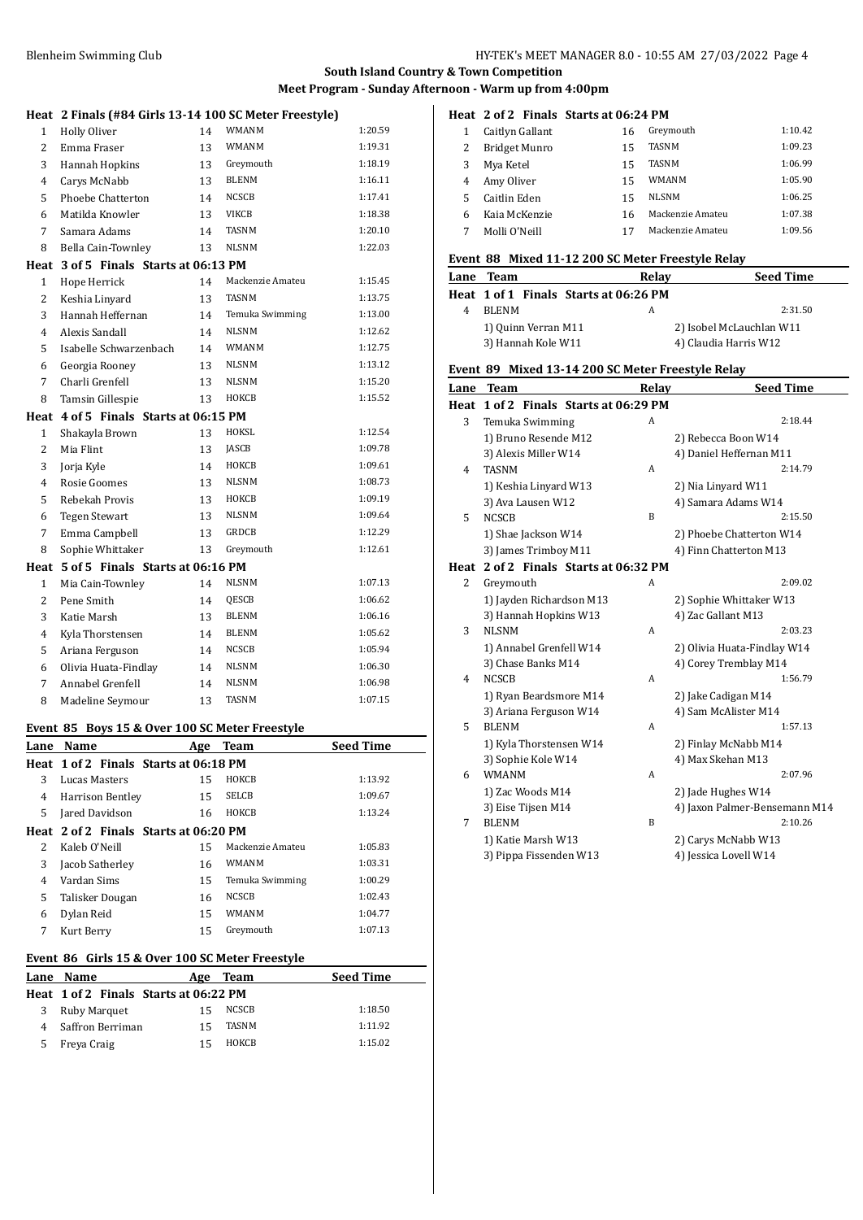## South Island Country & Town Competition

### Meet Program - Sunday Afternoon - Warm up from 4:00pm

**Heat 2 Finals (#84 Girls 13-14 100 SC Meter Freestyle)**

| Lane | Name | Age | Team | Seed Time |
|---|---|---|---|---|
| 1 | Holly Oliver | 14 | WMANM | 1:20.59 |
| 2 | Emma Fraser | 13 | WMANM | 1:19.31 |
| 3 | Hannah Hopkins | 13 | Greymouth | 1:18.19 |
| 4 | Carys McNabb | 13 | BLENM | 1:16.11 |
| 5 | Phoebe Chatterton | 14 | NCSCB | 1:17.41 |
| 6 | Matilda Knowler | 13 | VIKCB | 1:18.38 |
| 7 | Samara Adams | 14 | TASNM | 1:20.10 |
| 8 | Bella Cain-Townley | 13 | NLSNM | 1:22.03 |

**Heat 3 of 5 Finals Starts at 06:13 PM**

| Lane | Name | Age | Team | Seed Time |
|---|---|---|---|---|
| 1 | Hope Herrick | 14 | Mackenzie Amateu | 1:15.45 |
| 2 | Keshia Linyard | 13 | TASNM | 1:13.75 |
| 3 | Hannah Heffernan | 14 | Temuka Swimming | 1:13.00 |
| 4 | Alexis Sandall | 14 | NLSNM | 1:12.62 |
| 5 | Isabelle Schwarzenbach | 14 | WMANM | 1:12.75 |
| 6 | Georgia Rooney | 13 | NLSNM | 1:13.12 |
| 7 | Charli Grenfell | 13 | NLSNM | 1:15.20 |
| 8 | Tamsin Gillespie | 13 | HOKCB | 1:15.52 |

**Heat 4 of 5 Finals Starts at 06:15 PM**

| Lane | Name | Age | Team | Seed Time |
|---|---|---|---|---|
| 1 | Shakayla Brown | 13 | HOKSL | 1:12.54 |
| 2 | Mia Flint | 13 | JASCB | 1:09.78 |
| 3 | Jorja Kyle | 14 | HOKCB | 1:09.61 |
| 4 | Rosie Goomes | 13 | NLSNM | 1:08.73 |
| 5 | Rebekah Provis | 13 | HOKCB | 1:09.19 |
| 6 | Tegen Stewart | 13 | NLSNM | 1:09.64 |
| 7 | Emma Campbell | 13 | GRDCB | 1:12.29 |
| 8 | Sophie Whittaker | 13 | Greymouth | 1:12.61 |

**Heat 5 of 5 Finals Starts at 06:16 PM**

| Lane | Name | Age | Team | Seed Time |
|---|---|---|---|---|
| 1 | Mia Cain-Townley | 14 | NLSNM | 1:07.13 |
| 2 | Pene Smith | 14 | QESCB | 1:06.62 |
| 3 | Katie Marsh | 13 | BLENM | 1:06.16 |
| 4 | Kyla Thorstensen | 14 | BLENM | 1:05.62 |
| 5 | Ariana Ferguson | 14 | NCSCB | 1:05.94 |
| 6 | Olivia Huata-Findlay | 14 | NLSNM | 1:06.30 |
| 7 | Annabel Grenfell | 14 | NLSNM | 1:06.98 |
| 8 | Madeline Seymour | 13 | TASNM | 1:07.15 |

### Event 85 Boys 15 & Over 100 SC Meter Freestyle

| Lane | Name | Age | Team | Seed Time |
|---|---|---|---|---|
| **Heat 1 of 2 Finals Starts at 06:18 PM** | | | | |
| 3 | Lucas Masters | 15 | HOKCB | 1:13.92 |
| 4 | Harrison Bentley | 15 | SELCB | 1:09.67 |
| 5 | Jared Davidson | 16 | HOKCB | 1:13.24 |
| **Heat 2 of 2 Finals Starts at 06:20 PM** | | | | |
| 2 | Kaleb O'Neill | 15 | Mackenzie Amateu | 1:05.83 |
| 3 | Jacob Satherley | 16 | WMANM | 1:03.31 |
| 4 | Vardan Sims | 15 | Temuka Swimming | 1:00.29 |
| 5 | Talisker Dougan | 16 | NCSCB | 1:02.43 |
| 6 | Dylan Reid | 15 | WMANM | 1:04.77 |
| 7 | Kurt Berry | 15 | Greymouth | 1:07.13 |

### Event 86 Girls 15 & Over 100 SC Meter Freestyle

| Lane | Name | Age | Team | Seed Time |
|---|---|---|---|---|
| **Heat 1 of 2 Finals Starts at 06:22 PM** | | | | |
| 3 | Ruby Marquet | 15 | NCSCB | 1:18.50 |
| 4 | Saffron Berriman | 15 | TASNM | 1:11.92 |
| 5 | Freya Craig | 15 | HOKCB | 1:15.02 |
| **Heat 2 of 2 Finals Starts at 06:24 PM** | | | | |
| 1 | Caitlyn Gallant | 16 | Greymouth | 1:10.42 |
| 2 | Bridget Munro | 15 | TASNM | 1:09.23 |
| 3 | Mya Ketel | 15 | TASNM | 1:06.99 |
| 4 | Amy Oliver | 15 | WMANM | 1:05.90 |
| 5 | Caitlin Eden | 15 | NLSNM | 1:06.25 |
| 6 | Kaia McKenzie | 16 | Mackenzie Amateu | 1:07.38 |
| 7 | Molli O'Neill | 17 | Mackenzie Amateu | 1:09.56 |

### Event 88 Mixed 11-12 200 SC Meter Freestyle Relay

| Lane | Team | Relay | Seed Time |
|---|---|---|---|
| **Heat 1 of 1 Finals Starts at 06:26 PM** | | | |
| 4 | BLENM | A | 2:31.50 |
| | 1) Quinn Verran M11 | | 2) Isobel McLauchlan W11 |
| | 3) Hannah Kole W11 | | 4) Claudia Harris W12 |

### Event 89 Mixed 13-14 200 SC Meter Freestyle Relay

| Lane | Team | Relay | Seed Time |
|---|---|---|---|
| **Heat 1 of 2 Finals Starts at 06:29 PM** | | | |
| 3 | Temuka Swimming | A | 2:18.44 |
| | 1) Bruno Resende M12 | | 2) Rebecca Boon W14 |
| | 3) Alexis Miller W14 | | 4) Daniel Heffernan M11 |
| 4 | TASNM | A | 2:14.79 |
| | 1) Keshia Linyard W13 | | 2) Nia Linyard W11 |
| | 3) Ava Lausen W12 | | 4) Samara Adams W14 |
| 5 | NCSCB | B | 2:15.50 |
| | 1) Shae Jackson W14 | | 2) Phoebe Chatterton W14 |
| | 3) James Trimboy M11 | | 4) Finn Chatterton M13 |
| **Heat 2 of 2 Finals Starts at 06:32 PM** | | | |
| 2 | Greymouth | A | 2:09.02 |
| | 1) Jayden Richardson M13 | | 2) Sophie Whittaker W13 |
| | 3) Hannah Hopkins W13 | | 4) Zac Gallant M13 |
| 3 | NLSNM | A | 2:03.23 |
| | 1) Annabel Grenfell W14 | | 2) Olivia Huata-Findlay W14 |
| | 3) Chase Banks M14 | | 4) Corey Tremblay M14 |
| 4 | NCSCB | A | 1:56.79 |
| | 1) Ryan Beardsmore M14 | | 2) Jake Cadigan M14 |
| | 3) Ariana Ferguson W14 | | 4) Sam McAlister M14 |
| 5 | BLENM | A | 1:57.13 |
| | 1) Kyla Thorstensen W14 | | 2) Finlay McNabb M14 |
| | 3) Sophie Kole W14 | | 4) Max Skehan M13 |
| 6 | WMANM | A | 2:07.96 |
| | 1) Zac Woods M14 | | 2) Jade Hughes W14 |
| | 3) Eise Tijsen M14 | | 4) Jaxon Palmer-Bensemann M14 |
| 7 | BLENM | B | 2:10.26 |
| | 1) Katie Marsh W13 | | 2) Carys McNabb W13 |
| | 3) Pippa Fissenden W13 | | 4) Jessica Lovell W14 |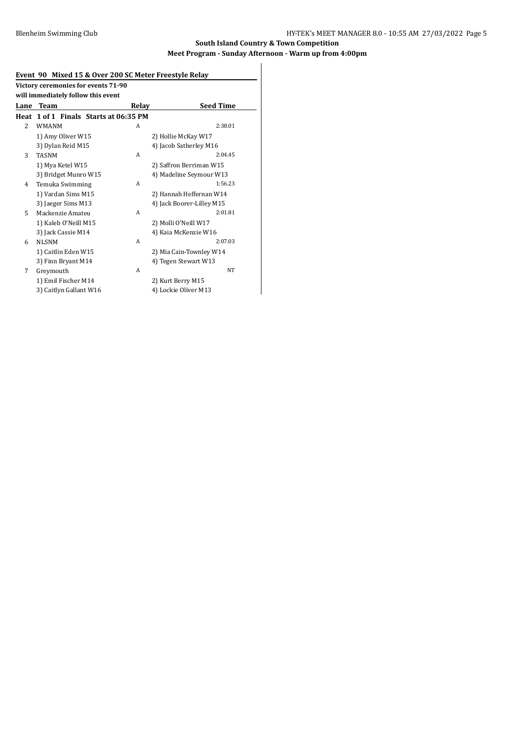**South Island Country & Town Competition**

**Meet Program - Sunday Afternoon - Warm up from 4:00pm**

### Event 90 Mixed 15 & Over 200 SC Meter Freestyle Relay

**Victory ceremonies for events 71-90**
**will immediately follow this event**

| Lane | Team | Relay | Seed Time |
|---|---|---|---|
| **Heat 1 of 1 Finals Starts at 06:35 PM** | | | |
| 2 | WMANM | A | 2:38.01 |
| | 1) Amy Oliver W15 | | 2) Hollie McKay W17 |
| | 3) Dylan Reid M15 | | 4) Jacob Satherley M16 |
| 3 | TASNM | A | 2:04.45 |
| | 1) Mya Ketel W15 | | 2) Saffron Berriman W15 |
| | 3) Bridget Munro W15 | | 4) Madeline Seymour W13 |
| 4 | Temuka Swimming | A | 1:56.23 |
| | 1) Vardan Sims M15 | | 2) Hannah Heffernan W14 |
| | 3) Jaeger Sims M13 | | 4) Jack Boorer-Lilley M15 |
| 5 | Mackenzie Amateu | A | 2:01.81 |
| | 1) Kaleb O'Neill M15 | | 2) Molli O'Neill W17 |
| | 3) Jack Cassie M14 | | 4) Kaia McKenzie W16 |
| 6 | NLSNM | A | 2:07.03 |
| | 1) Caitlin Eden W15 | | 2) Mia Cain-Townley W14 |
| | 3) Finn Bryant M14 | | 4) Tegen Stewart W13 |
| 7 | Greymouth | A | NT |
| | 1) Emil Fischer M14 | | 2) Kurt Berry M15 |
| | 3) Caitlyn Gallant W16 | | 4) Lockie Oliver M13 |